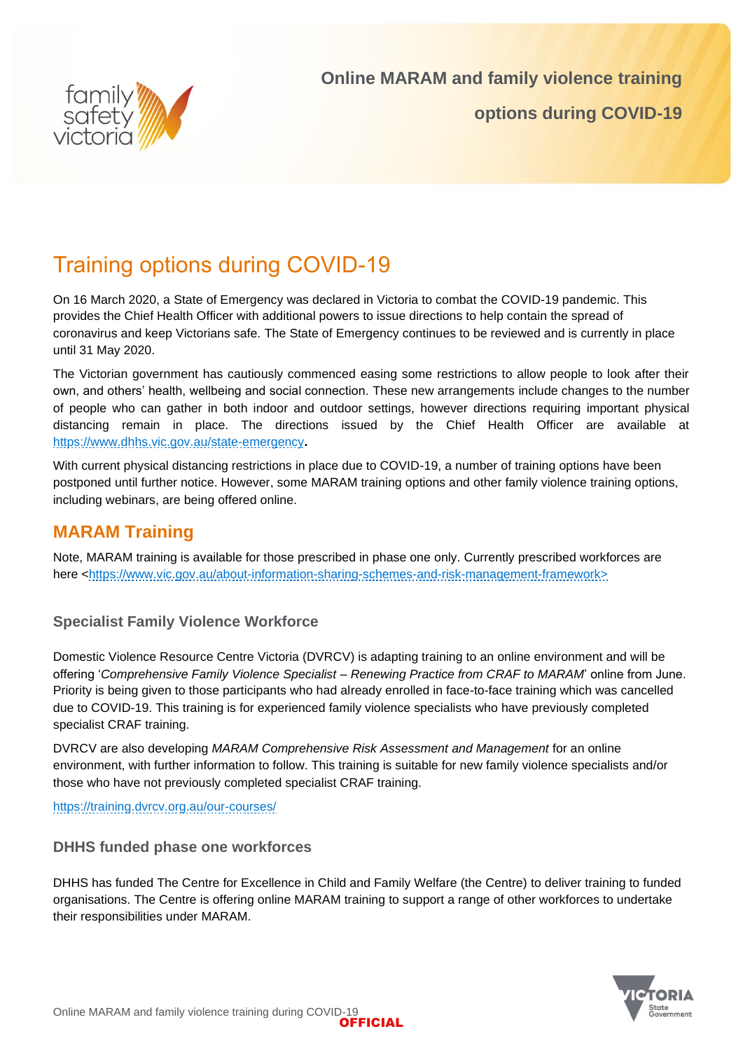# Online MARAM and family violence training options during COVID-19

## Training options during COVID-19

On 16 March 2020, a State of Emergency was declared in Victoria to combat the COVID-19 pandemic. This provides the Chief Health Officer with additional powers to issue directions to help contain the spread of coronavirus and keep Victorians safe. The State of Emergency continues to be reviewed and is currently in place until 31 May 2020.

The Victorian government has cautiously commenced easing some restrictions to allow people to look after their own, and others' health, wellbeing and social connection. These new arrangements include changes to the number of people who can gather in both indoor and outdoor settings, however directions requiring important physical distancing remain in place. The directions issued by the Chief Health Officer are available at https://www.dhhs.vic.gov.au/state-emergency.

With current physical distancing restrictions in place due to COVID-19, a number of training options have been postponed until further notice. However, some MARAM training options and other family violence training options, including webinars, are being offered online.

## MARAM Training

Note, MARAM training is available for those prescribed in phase one only. Currently prescribed workforces are here <https://www.vic.gov.au/about-information-sharing-schemes-and-risk-management-framework>

### Specialist Family Violence Workforce

Domestic Violence Resource Centre Victoria (DVRCV) is adapting training to an online environment and will be offering '*Comprehensive Family Violence Specialist – Renewing Practice from CRAF to MARAM*' online from June. Priority is being given to those participants who had already enrolled in face-to-face training which was cancelled due to COVID-19. This training is for experienced family violence specialists who have previously completed specialist CRAF training.

DVRCV are also developing *MARAM Comprehensive Risk Assessment and Management* for an online environment, with further information to follow. This training is suitable for new family violence specialists and/or those who have not previously completed specialist CRAF training.

https://training.dvrcv.org.au/our-courses/

### DHHS funded phase one workforces

DHHS has funded The Centre for Excellence in Child and Family Welfare (the Centre) to deliver training to funded organisations. The Centre is offering online MARAM training to support a range of other workforces to undertake their responsibilities under MARAM.

OFFICIAL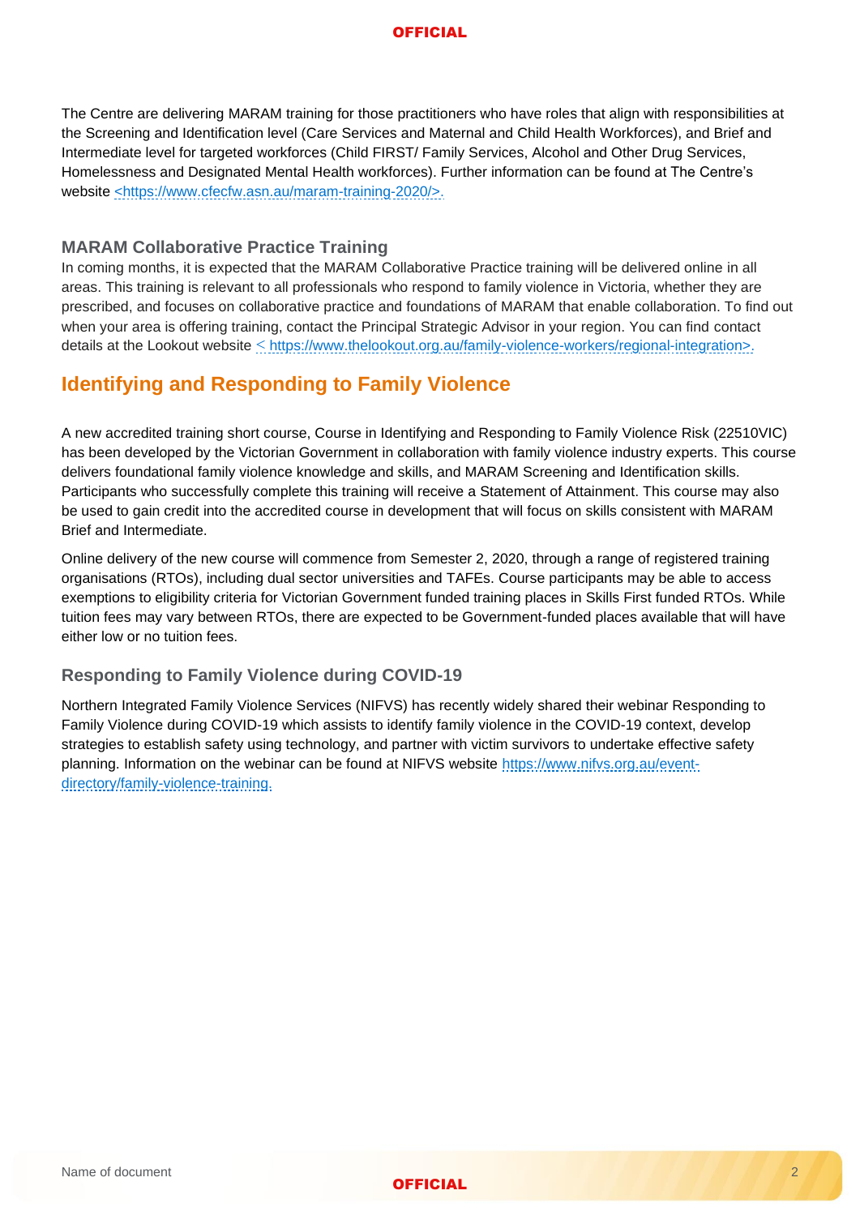The Centre are delivering MARAM training for those practitioners who have roles that align with responsibilities at the Screening and Identification level (Care Services and Maternal and Child Health Workforces), and Brief and Intermediate level for targeted workforces (Child FIRST/ Family Services, Alcohol and Other Drug Services, Homelessness and Designated Mental Health workforces). Further information can be found at The Centre's website <https://www.cfecfw.asn.au/maram-training-2020/>.

### MARAM Collaborative Practice Training

In coming months, it is expected that the MARAM Collaborative Practice training will be delivered online in all areas. This training is relevant to all professionals who respond to family violence in Victoria, whether they are prescribed, and focuses on collaborative practice and foundations of MARAM that enable collaboration. To find out when your area is offering training, contact the Principal Strategic Advisor in your region. You can find contact details at the Lookout website < https://www.thelookout.org.au/family-violence-workers/regional-integration>.

## Identifying and Responding to Family Violence

A new accredited training short course, Course in Identifying and Responding to Family Violence Risk (22510VIC) has been developed by the Victorian Government in collaboration with family violence industry experts. This course delivers foundational family violence knowledge and skills, and MARAM Screening and Identification skills. Participants who successfully complete this training will receive a Statement of Attainment. This course may also be used to gain credit into the accredited course in development that will focus on skills consistent with MARAM Brief and Intermediate.

Online delivery of the new course will commence from Semester 2, 2020, through a range of registered training organisations (RTOs), including dual sector universities and TAFEs. Course participants may be able to access exemptions to eligibility criteria for Victorian Government funded training places in Skills First funded RTOs. While tuition fees may vary between RTOs, there are expected to be Government-funded places available that will have either low or no tuition fees.

### Responding to Family Violence during COVID-19

Northern Integrated Family Violence Services (NIFVS) has recently widely shared their webinar Responding to Family Violence during COVID-19 which assists to identify family violence in the COVID-19 context, develop strategies to establish safety using technology, and partner with victim survivors to undertake effective safety planning. Information on the webinar can be found at NIFVS website https://www.nifvs.org.au/event-directory/family-violence-training.